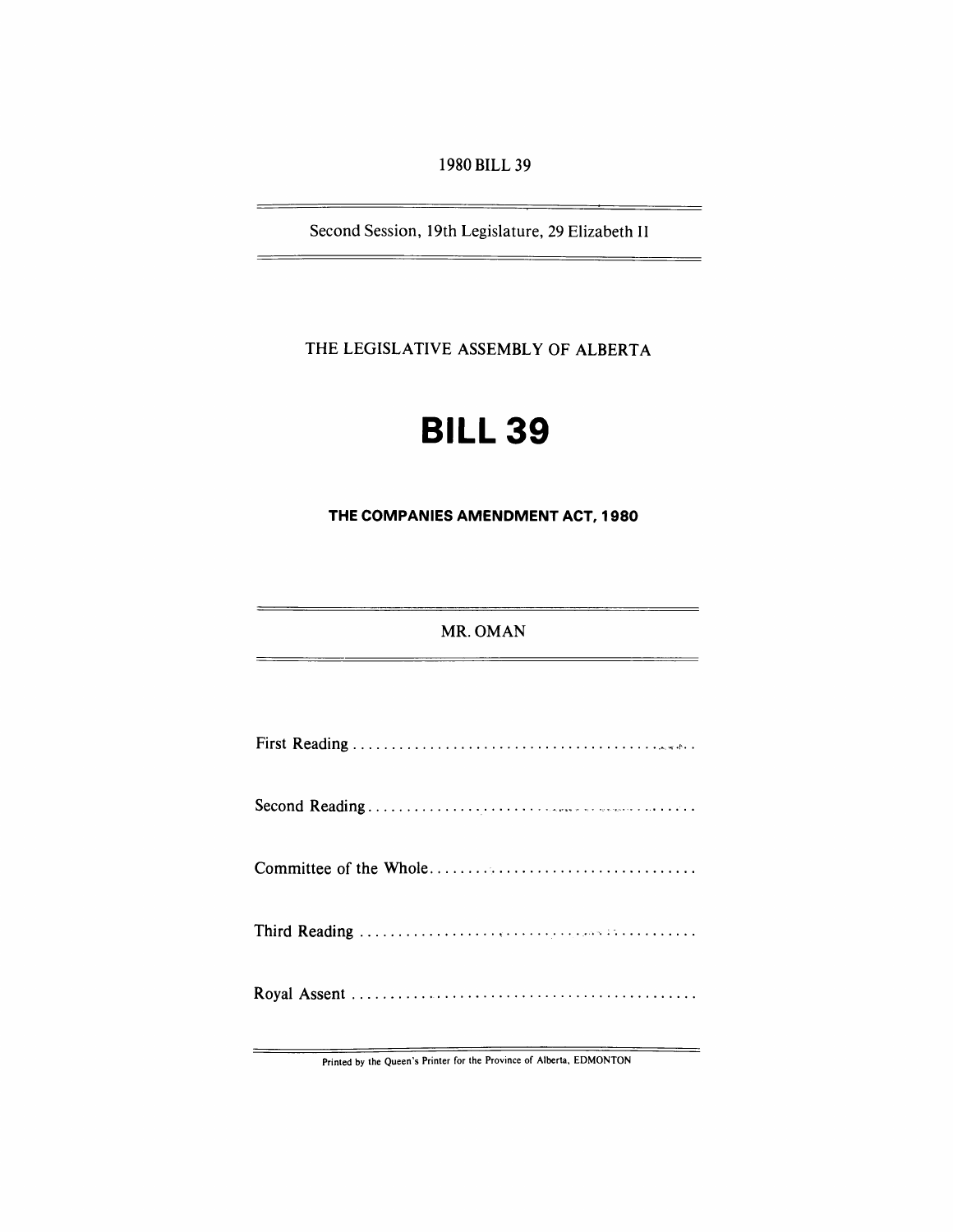1980 BILL 39

---

Second Session, 19th Legislature, 29 Elizabeth II

---

THE LEGISLATIVE ASSEMBLY OF ALBERTA

# BILL 39

## THE COMPANIES AMENDMENT ACT, 1980

---

MR. OMAN

---

First Reading . . . . . . . . . . . . . . . . . . . . . . . . . . . . . . . . . . . . . . . . . . . .

Second Reading . . . . . . . . . . . . . . . . . . . . . . . . . . . . . . . . . . . . . . . . . .

Committee of the Whole . . . . . . . . . . . . . . . . . . . . . . . . . . . . . . . . . .

Third Reading . . . . . . . . . . . . . . . . . . . . . . . . . . . . . . . . . . . . . . . . . . . .

Royal Assent . . . . . . . . . . . . . . . . . . . . . . . . . . . . . . . . . . . . . . . . . . . . .

---

Printed by the Queen's Printer for the Province of Alberta, EDMONTON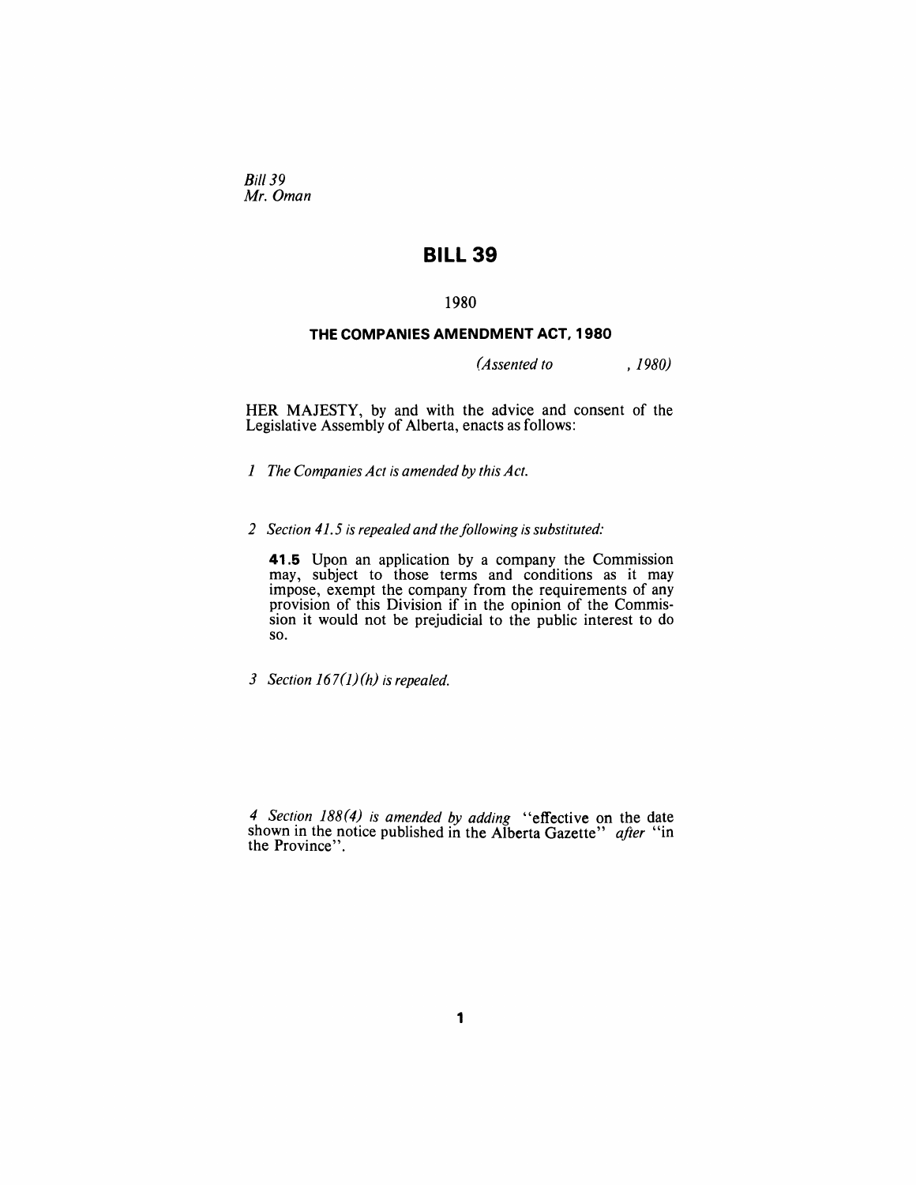*Bill 39*
*Mr. Oman*

# BILL 39

1980

### THE COMPANIES AMENDMENT ACT, 1980

*(Assented to , 1980)*

HER MAJESTY, by and with the advice and consent of the Legislative Assembly of Alberta, enacts as follows:

*1 The Companies Act is amended by this Act.*

*2 Section 41.5 is repealed and the following is substituted:*

**41.5** Upon an application by a company the Commission may, subject to those terms and conditions as it may impose, exempt the company from the requirements of any provision of this Division if in the opinion of the Commission it would not be prejudicial to the public interest to do so.

*3 Section 167(1)(h) is repealed.*

*4 Section 188(4) is amended by adding* "effective on the date shown in the notice published in the Alberta Gazette" *after* "in the Province".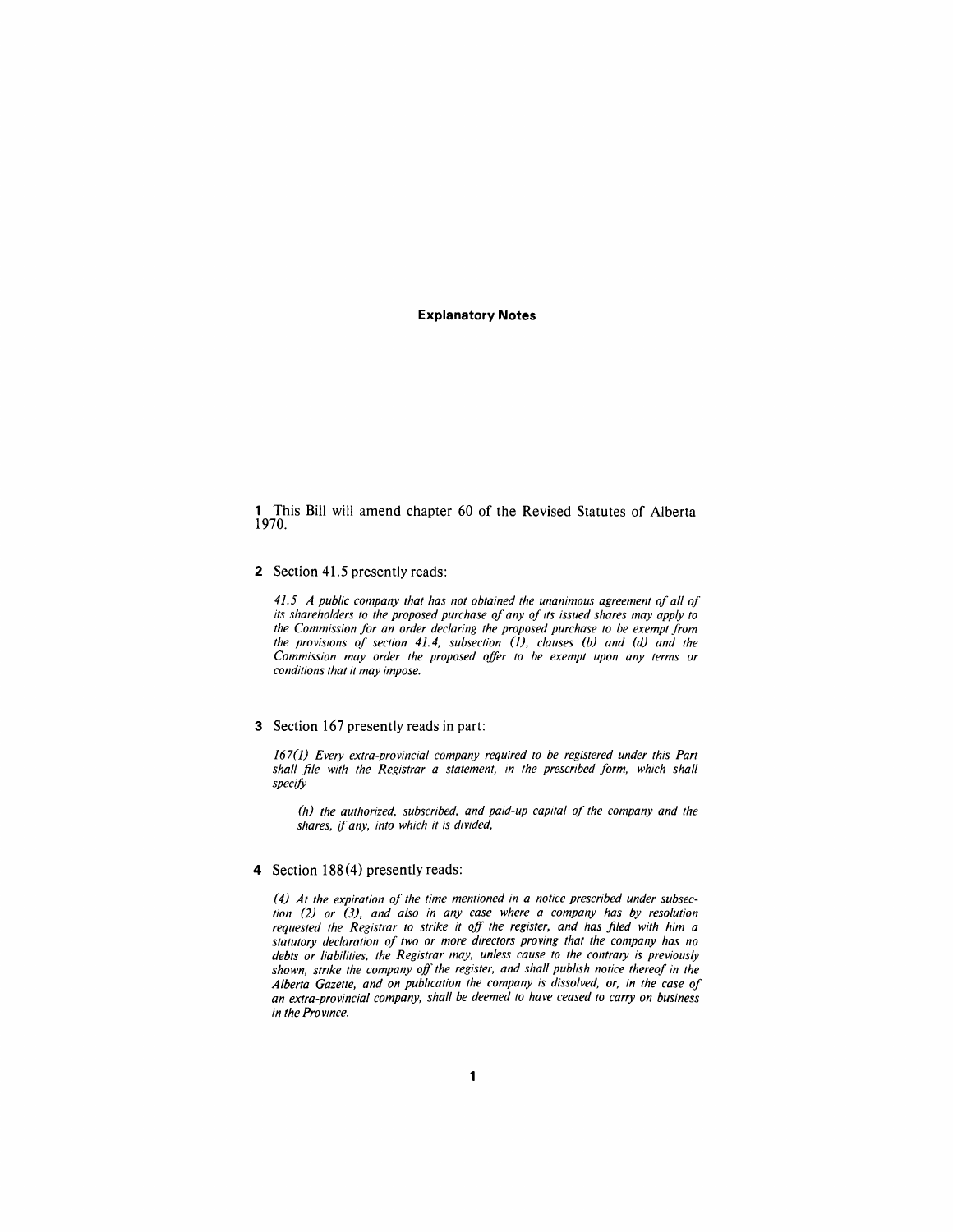## Explanatory Notes

**1** This Bill will amend chapter 60 of the Revised Statutes of Alberta 1970.

**2** Section 41.5 presently reads:

*41.5 A public company that has not obtained the unanimous agreement of all of its shareholders to the proposed purchase of any of its issued shares may apply to the Commission for an order declaring the proposed purchase to be exempt from the provisions of section 41.4, subsection (1), clauses (b) and (d) and the Commission may order the proposed offer to be exempt upon any terms or conditions that it may impose.*

**3** Section 167 presently reads in part:

*167(1) Every extra-provincial company required to be registered under this Part shall file with the Registrar a statement, in the prescribed form, which shall specify*

> *(h) the authorized, subscribed, and paid-up capital of the company and the shares, if any, into which it is divided,*

**4** Section 188(4) presently reads:

*(4) At the expiration of the time mentioned in a notice prescribed under subsection (2) or (3), and also in any case where a company has by resolution requested the Registrar to strike it off the register, and has filed with him a statutory declaration of two or more directors proving that the company has no debts or liabilities, the Registrar may, unless cause to the contrary is previously shown, strike the company off the register, and shall publish notice thereof in the Alberta Gazette, and on publication the company is dissolved, or, in the case of an extra-provincial company, shall be deemed to have ceased to carry on business in the Province.*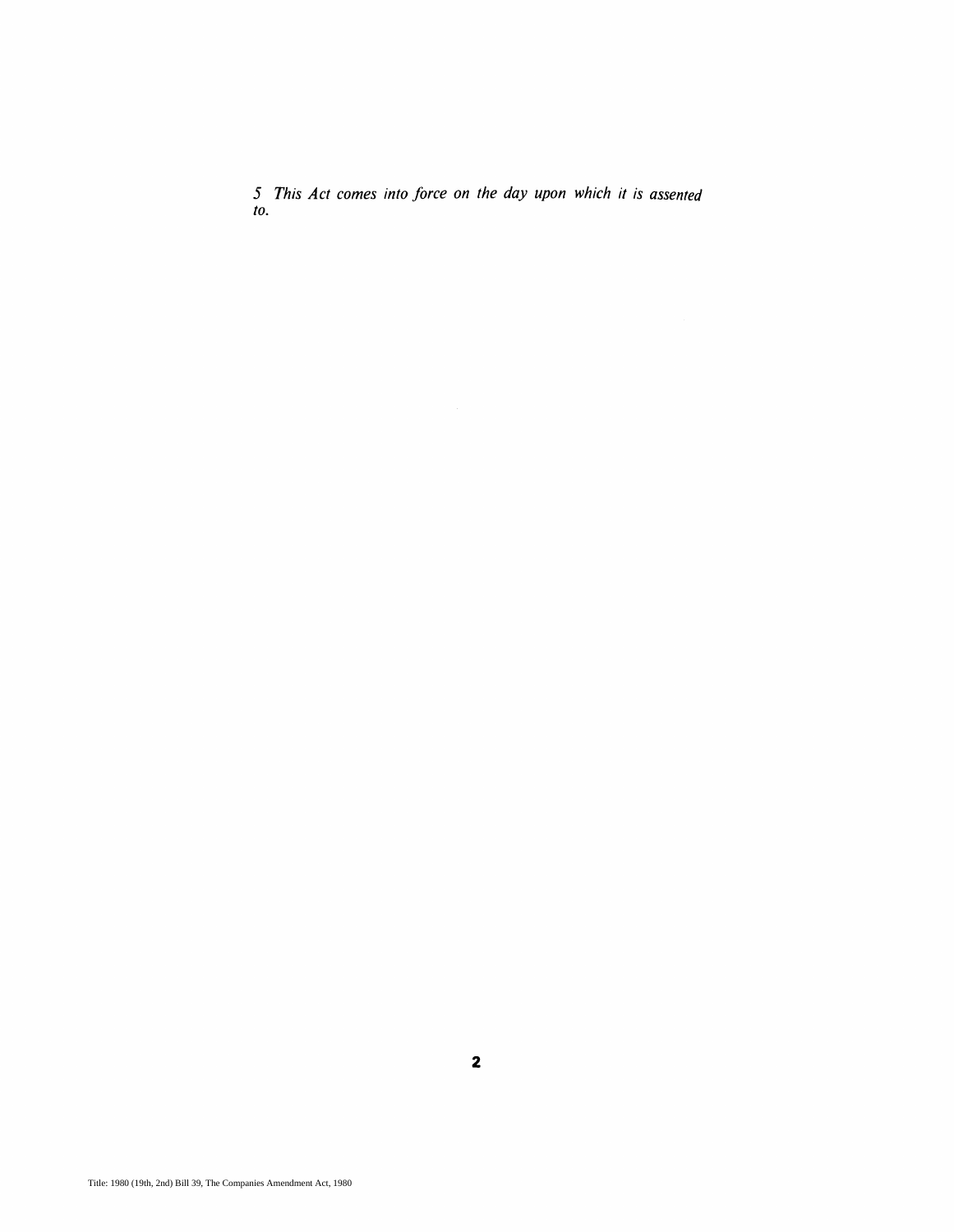*5 This Act comes into force on the day upon which it is assented to.*